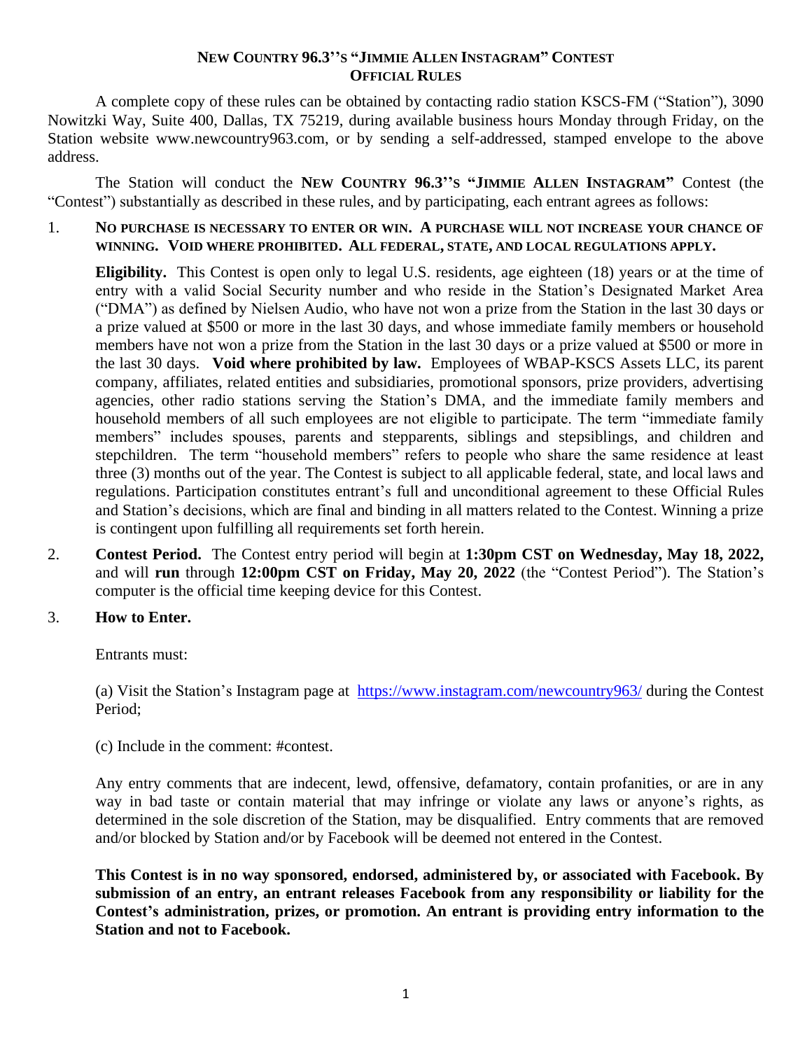# NEW COUNTRY 96.3''S "JIMMIE ALLEN INSTAGRAM" CONTEST
## OFFICIAL RULES

A complete copy of these rules can be obtained by contacting radio station KSCS-FM ("Station"), 3090 Nowitzki Way, Suite 400, Dallas, TX 75219, during available business hours Monday through Friday, on the Station website www.newcountry963.com, or by sending a self-addressed, stamped envelope to the above address.

The Station will conduct the **NEW COUNTRY 96.3''S "JIMMIE ALLEN INSTAGRAM"** Contest (the "Contest") substantially as described in these rules, and by participating, each entrant agrees as follows:

1. **NO PURCHASE IS NECESSARY TO ENTER OR WIN. A PURCHASE WILL NOT INCREASE YOUR CHANCE OF WINNING. VOID WHERE PROHIBITED. ALL FEDERAL, STATE, AND LOCAL REGULATIONS APPLY.**

   **Eligibility.** This Contest is open only to legal U.S. residents, age eighteen (18) years or at the time of entry with a valid Social Security number and who reside in the Station's Designated Market Area ("DMA") as defined by Nielsen Audio, who have not won a prize from the Station in the last 30 days or a prize valued at $500 or more in the last 30 days, and whose immediate family members or household members have not won a prize from the Station in the last 30 days or a prize valued at $500 or more in the last 30 days. **Void where prohibited by law.** Employees of WBAP-KSCS Assets LLC, its parent company, affiliates, related entities and subsidiaries, promotional sponsors, prize providers, advertising agencies, other radio stations serving the Station's DMA, and the immediate family members and household members of all such employees are not eligible to participate. The term "immediate family members" includes spouses, parents and stepparents, siblings and stepsiblings, and children and stepchildren. The term "household members" refers to people who share the same residence at least three (3) months out of the year. The Contest is subject to all applicable federal, state, and local laws and regulations. Participation constitutes entrant's full and unconditional agreement to these Official Rules and Station's decisions, which are final and binding in all matters related to the Contest. Winning a prize is contingent upon fulfilling all requirements set forth herein.

2. **Contest Period.** The Contest entry period will begin at **1:30pm CST on Wednesday, May 18, 2022,** and will **run** through **12:00pm CST on Friday, May 20, 2022** (the "Contest Period"). The Station's computer is the official time keeping device for this Contest.

3. **How to Enter.**

   Entrants must:

   (a) Visit the Station's Instagram page at https://www.instagram.com/newcountry963/ during the Contest Period;

   (c) Include in the comment: #contest.

   Any entry comments that are indecent, lewd, offensive, defamatory, contain profanities, or are in any way in bad taste or contain material that may infringe or violate any laws or anyone's rights, as determined in the sole discretion of the Station, may be disqualified. Entry comments that are removed and/or blocked by Station and/or by Facebook will be deemed not entered in the Contest.

   **This Contest is in no way sponsored, endorsed, administered by, or associated with Facebook. By submission of an entry, an entrant releases Facebook from any responsibility or liability for the Contest's administration, prizes, or promotion. An entrant is providing entry information to the Station and not to Facebook.**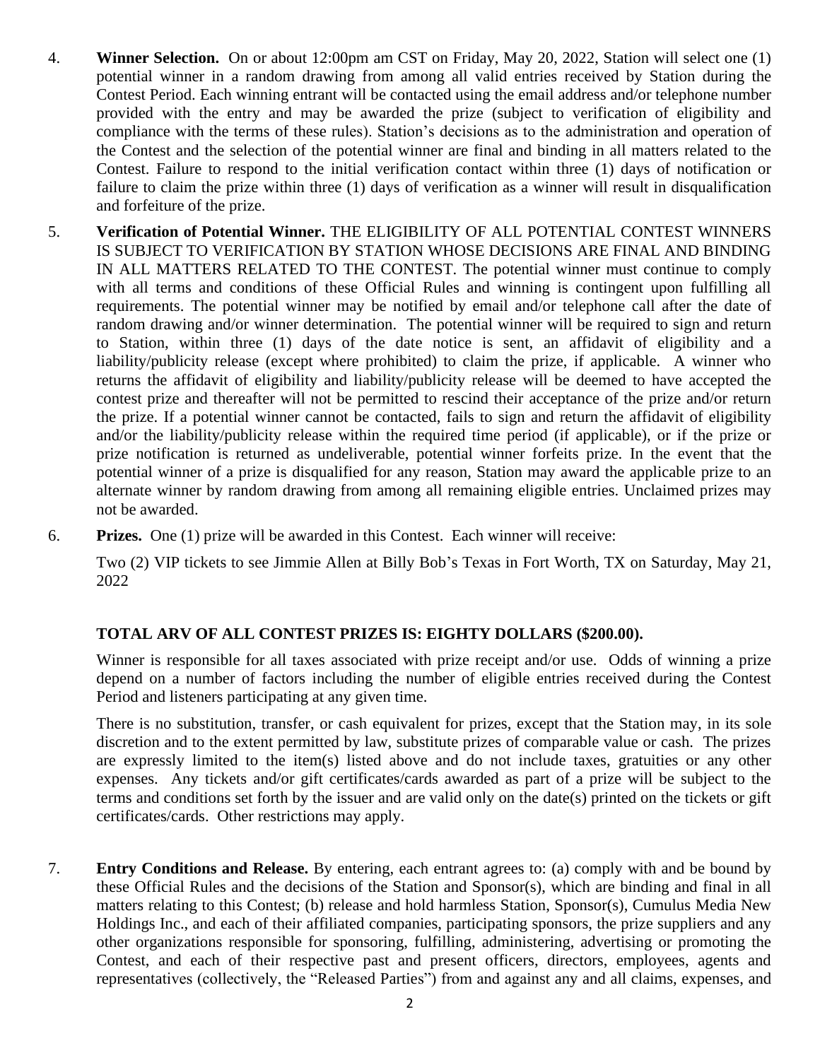4. **Winner Selection.** On or about 12:00pm am CST on Friday, May 20, 2022, Station will select one (1) potential winner in a random drawing from among all valid entries received by Station during the Contest Period. Each winning entrant will be contacted using the email address and/or telephone number provided with the entry and may be awarded the prize (subject to verification of eligibility and compliance with the terms of these rules). Station's decisions as to the administration and operation of the Contest and the selection of the potential winner are final and binding in all matters related to the Contest. Failure to respond to the initial verification contact within three (1) days of notification or failure to claim the prize within three (1) days of verification as a winner will result in disqualification and forfeiture of the prize.

5. **Verification of Potential Winner.** THE ELIGIBILITY OF ALL POTENTIAL CONTEST WINNERS IS SUBJECT TO VERIFICATION BY STATION WHOSE DECISIONS ARE FINAL AND BINDING IN ALL MATTERS RELATED TO THE CONTEST. The potential winner must continue to comply with all terms and conditions of these Official Rules and winning is contingent upon fulfilling all requirements. The potential winner may be notified by email and/or telephone call after the date of random drawing and/or winner determination. The potential winner will be required to sign and return to Station, within three (1) days of the date notice is sent, an affidavit of eligibility and a liability/publicity release (except where prohibited) to claim the prize, if applicable. A winner who returns the affidavit of eligibility and liability/publicity release will be deemed to have accepted the contest prize and thereafter will not be permitted to rescind their acceptance of the prize and/or return the prize. If a potential winner cannot be contacted, fails to sign and return the affidavit of eligibility and/or the liability/publicity release within the required time period (if applicable), or if the prize or prize notification is returned as undeliverable, potential winner forfeits prize. In the event that the potential winner of a prize is disqualified for any reason, Station may award the applicable prize to an alternate winner by random drawing from among all remaining eligible entries. Unclaimed prizes may not be awarded.

6. **Prizes.** One (1) prize will be awarded in this Contest. Each winner will receive:

   Two (2) VIP tickets to see Jimmie Allen at Billy Bob's Texas in Fort Worth, TX on Saturday, May 21, 2022

   **TOTAL ARV OF ALL CONTEST PRIZES IS: EIGHTY DOLLARS ($200.00).**

   Winner is responsible for all taxes associated with prize receipt and/or use. Odds of winning a prize depend on a number of factors including the number of eligible entries received during the Contest Period and listeners participating at any given time.

   There is no substitution, transfer, or cash equivalent for prizes, except that the Station may, in its sole discretion and to the extent permitted by law, substitute prizes of comparable value or cash. The prizes are expressly limited to the item(s) listed above and do not include taxes, gratuities or any other expenses. Any tickets and/or gift certificates/cards awarded as part of a prize will be subject to the terms and conditions set forth by the issuer and are valid only on the date(s) printed on the tickets or gift certificates/cards. Other restrictions may apply.

7. **Entry Conditions and Release.** By entering, each entrant agrees to: (a) comply with and be bound by these Official Rules and the decisions of the Station and Sponsor(s), which are binding and final in all matters relating to this Contest; (b) release and hold harmless Station, Sponsor(s), Cumulus Media New Holdings Inc., and each of their affiliated companies, participating sponsors, the prize suppliers and any other organizations responsible for sponsoring, fulfilling, administering, advertising or promoting the Contest, and each of their respective past and present officers, directors, employees, agents and representatives (collectively, the "Released Parties") from and against any and all claims, expenses, and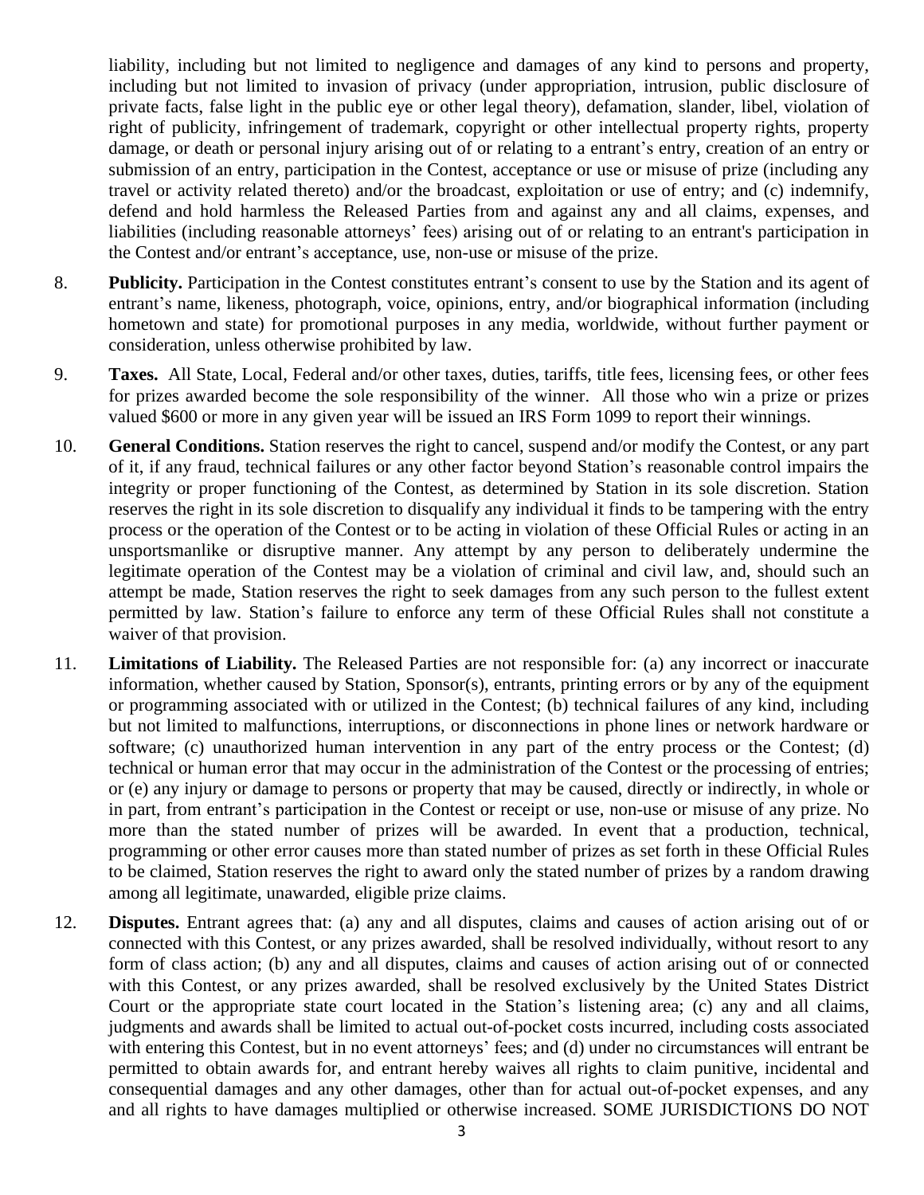liability, including but not limited to negligence and damages of any kind to persons and property, including but not limited to invasion of privacy (under appropriation, intrusion, public disclosure of private facts, false light in the public eye or other legal theory), defamation, slander, libel, violation of right of publicity, infringement of trademark, copyright or other intellectual property rights, property damage, or death or personal injury arising out of or relating to a entrant's entry, creation of an entry or submission of an entry, participation in the Contest, acceptance or use or misuse of prize (including any travel or activity related thereto) and/or the broadcast, exploitation or use of entry; and (c) indemnify, defend and hold harmless the Released Parties from and against any and all claims, expenses, and liabilities (including reasonable attorneys' fees) arising out of or relating to an entrant's participation in the Contest and/or entrant's acceptance, use, non-use or misuse of the prize.

8. **Publicity.** Participation in the Contest constitutes entrant's consent to use by the Station and its agent of entrant's name, likeness, photograph, voice, opinions, entry, and/or biographical information (including hometown and state) for promotional purposes in any media, worldwide, without further payment or consideration, unless otherwise prohibited by law.

9. **Taxes.** All State, Local, Federal and/or other taxes, duties, tariffs, title fees, licensing fees, or other fees for prizes awarded become the sole responsibility of the winner. All those who win a prize or prizes valued $600 or more in any given year will be issued an IRS Form 1099 to report their winnings.

10. **General Conditions.** Station reserves the right to cancel, suspend and/or modify the Contest, or any part of it, if any fraud, technical failures or any other factor beyond Station's reasonable control impairs the integrity or proper functioning of the Contest, as determined by Station in its sole discretion. Station reserves the right in its sole discretion to disqualify any individual it finds to be tampering with the entry process or the operation of the Contest or to be acting in violation of these Official Rules or acting in an unsportsmanlike or disruptive manner. Any attempt by any person to deliberately undermine the legitimate operation of the Contest may be a violation of criminal and civil law, and, should such an attempt be made, Station reserves the right to seek damages from any such person to the fullest extent permitted by law. Station's failure to enforce any term of these Official Rules shall not constitute a waiver of that provision.

11. **Limitations of Liability.** The Released Parties are not responsible for: (a) any incorrect or inaccurate information, whether caused by Station, Sponsor(s), entrants, printing errors or by any of the equipment or programming associated with or utilized in the Contest; (b) technical failures of any kind, including but not limited to malfunctions, interruptions, or disconnections in phone lines or network hardware or software; (c) unauthorized human intervention in any part of the entry process or the Contest; (d) technical or human error that may occur in the administration of the Contest or the processing of entries; or (e) any injury or damage to persons or property that may be caused, directly or indirectly, in whole or in part, from entrant's participation in the Contest or receipt or use, non-use or misuse of any prize. No more than the stated number of prizes will be awarded. In event that a production, technical, programming or other error causes more than stated number of prizes as set forth in these Official Rules to be claimed, Station reserves the right to award only the stated number of prizes by a random drawing among all legitimate, unawarded, eligible prize claims.

12. **Disputes.** Entrant agrees that: (a) any and all disputes, claims and causes of action arising out of or connected with this Contest, or any prizes awarded, shall be resolved individually, without resort to any form of class action; (b) any and all disputes, claims and causes of action arising out of or connected with this Contest, or any prizes awarded, shall be resolved exclusively by the United States District Court or the appropriate state court located in the Station's listening area; (c) any and all claims, judgments and awards shall be limited to actual out-of-pocket costs incurred, including costs associated with entering this Contest, but in no event attorneys' fees; and (d) under no circumstances will entrant be permitted to obtain awards for, and entrant hereby waives all rights to claim punitive, incidental and consequential damages and any other damages, other than for actual out-of-pocket expenses, and any and all rights to have damages multiplied or otherwise increased. SOME JURISDICTIONS DO NOT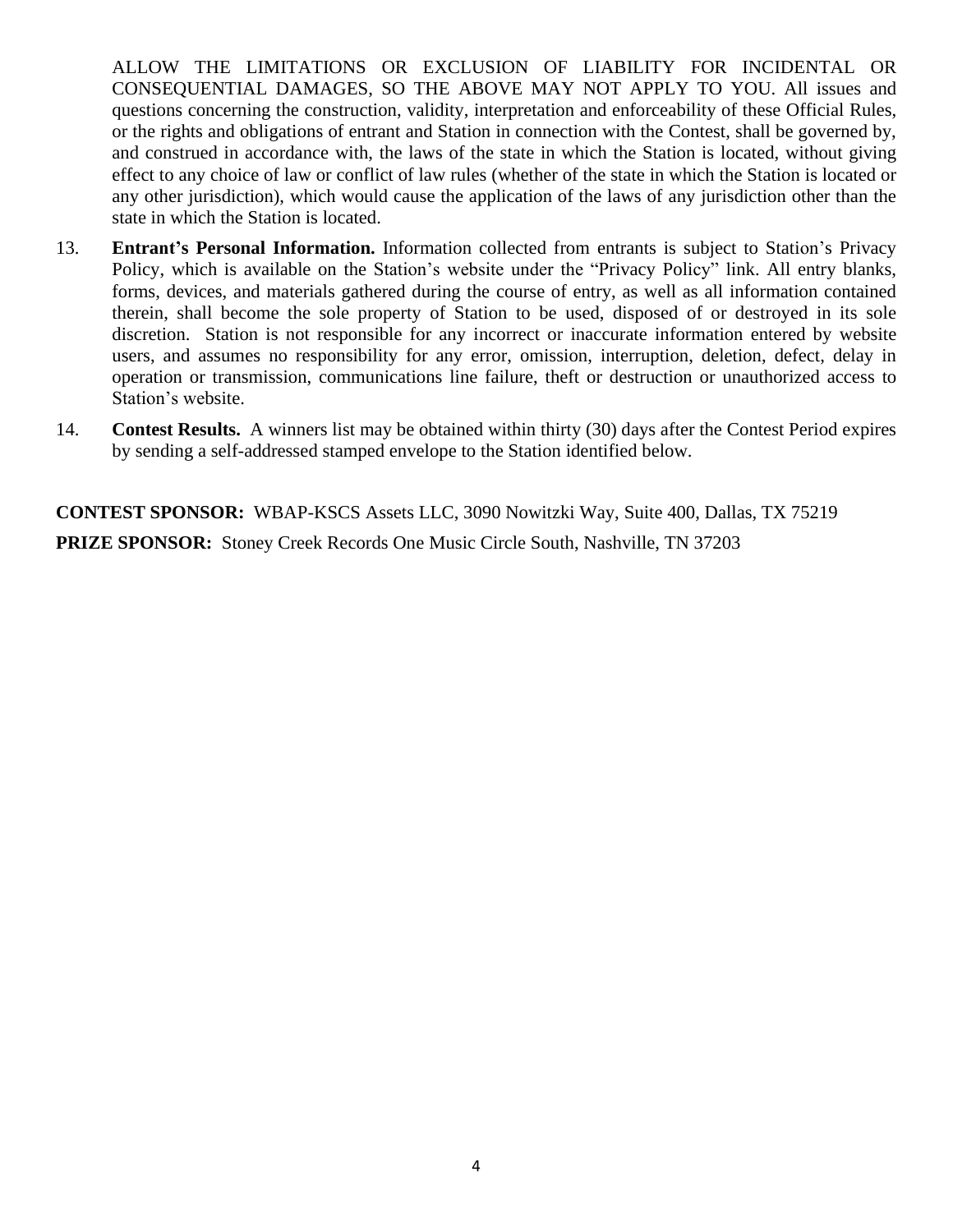ALLOW THE LIMITATIONS OR EXCLUSION OF LIABILITY FOR INCIDENTAL OR CONSEQUENTIAL DAMAGES, SO THE ABOVE MAY NOT APPLY TO YOU. All issues and questions concerning the construction, validity, interpretation and enforceability of these Official Rules, or the rights and obligations of entrant and Station in connection with the Contest, shall be governed by, and construed in accordance with, the laws of the state in which the Station is located, without giving effect to any choice of law or conflict of law rules (whether of the state in which the Station is located or any other jurisdiction), which would cause the application of the laws of any jurisdiction other than the state in which the Station is located.

13. **Entrant's Personal Information.** Information collected from entrants is subject to Station's Privacy Policy, which is available on the Station's website under the "Privacy Policy" link. All entry blanks, forms, devices, and materials gathered during the course of entry, as well as all information contained therein, shall become the sole property of Station to be used, disposed of or destroyed in its sole discretion. Station is not responsible for any incorrect or inaccurate information entered by website users, and assumes no responsibility for any error, omission, interruption, deletion, defect, delay in operation or transmission, communications line failure, theft or destruction or unauthorized access to Station's website.

14. **Contest Results.** A winners list may be obtained within thirty (30) days after the Contest Period expires by sending a self-addressed stamped envelope to the Station identified below.

**CONTEST SPONSOR:** WBAP-KSCS Assets LLC, 3090 Nowitzki Way, Suite 400, Dallas, TX 75219

**PRIZE SPONSOR:** Stoney Creek Records One Music Circle South, Nashville, TN 37203